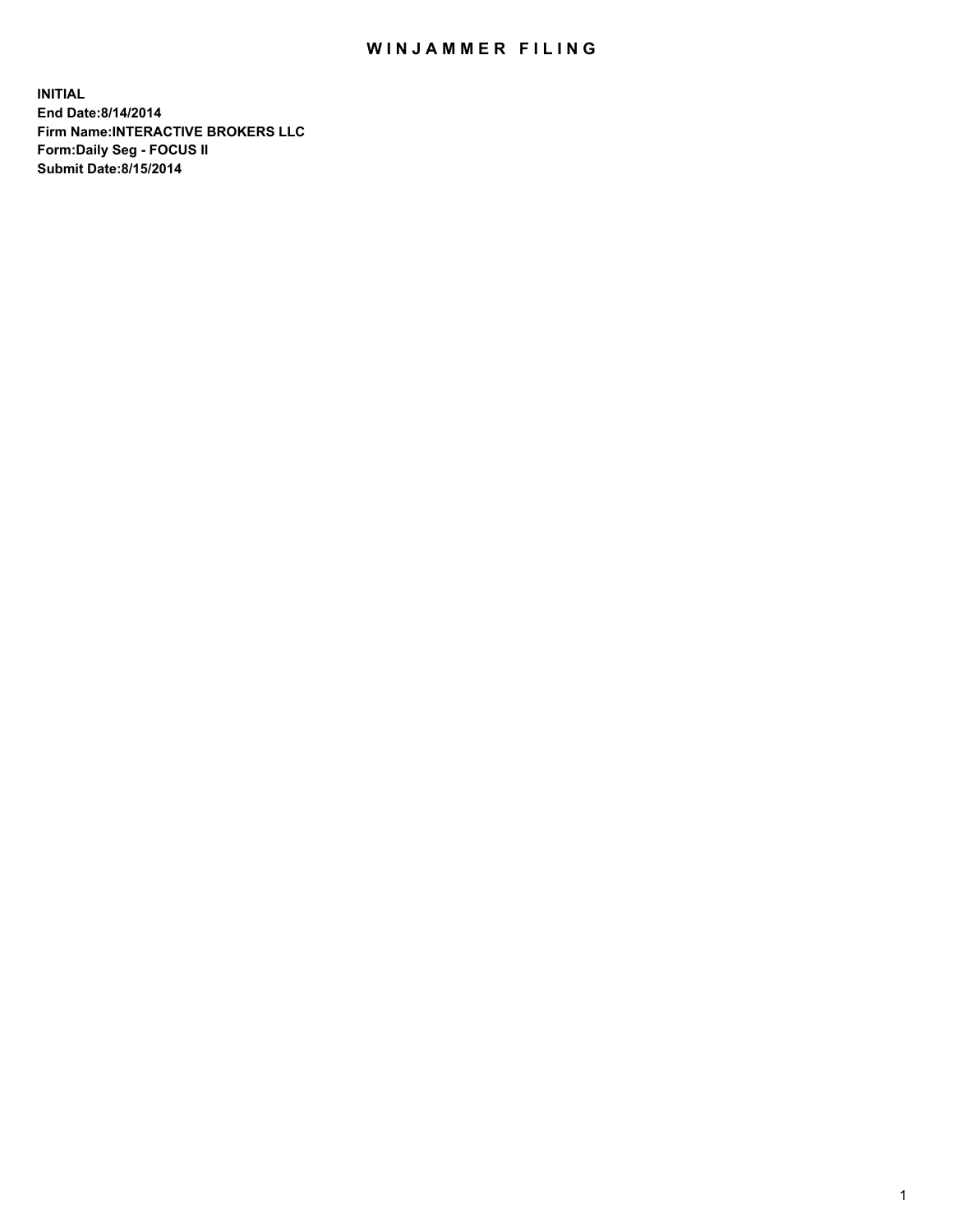# WINJAMMER FILING

**INITIAL**
**End Date:8/14/2014**
**Firm Name:INTERACTIVE BROKERS LLC**
**Form:Daily Seg - FOCUS II**
**Submit Date:8/15/2014**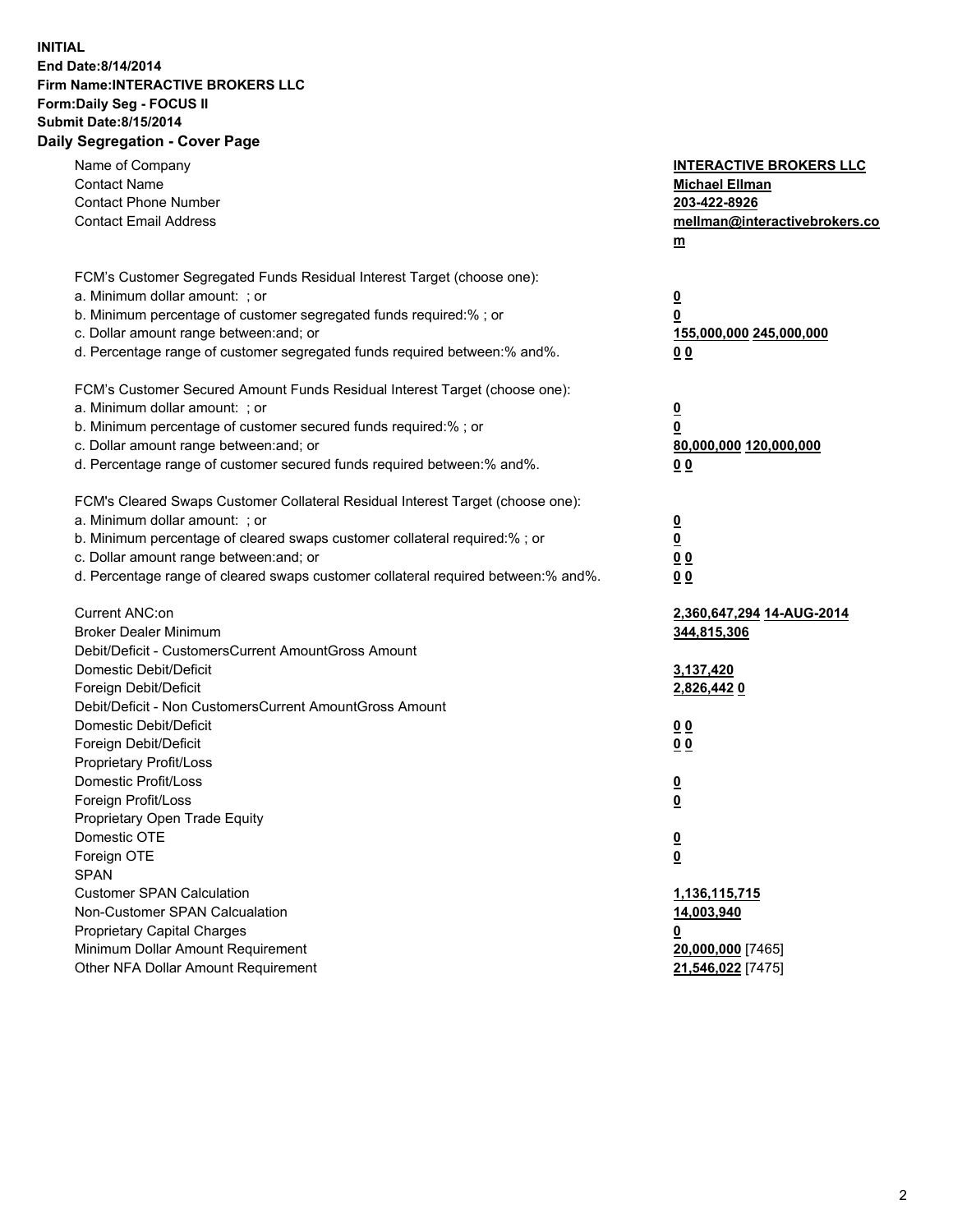**INITIAL**
**End Date:8/14/2014**
**Firm Name:INTERACTIVE BROKERS LLC**
**Form:Daily Seg - FOCUS II**
**Submit Date:8/15/2014**

## Daily Segregation - Cover Page

| | |
|---|---|
| Name of Company | **INTERACTIVE BROKERS LLC** |
| Contact Name | **Michael Ellman** |
| Contact Phone Number | **203-422-8926** |
| Contact Email Address | **mellman@interactivebrokers.com** |
| FCM's Customer Segregated Funds Residual Interest Target (choose one): | |
| a. Minimum dollar amount: ; or | **0** |
| b. Minimum percentage of customer segregated funds required:% ; or | **0** |
| c. Dollar amount range between:and; or | **155,000,000** **245,000,000** |
| d. Percentage range of customer segregated funds required between:% and%. | **0** **0** |
| FCM's Customer Secured Amount Funds Residual Interest Target (choose one): | |
| a. Minimum dollar amount: ; or | **0** |
| b. Minimum percentage of customer secured funds required:% ; or | **0** |
| c. Dollar amount range between:and; or | **80,000,000** **120,000,000** |
| d. Percentage range of customer secured funds required between:% and%. | **0** **0** |
| FCM's Cleared Swaps Customer Collateral Residual Interest Target (choose one): | |
| a. Minimum dollar amount: ; or | **0** |
| b. Minimum percentage of cleared swaps customer collateral required:% ; or | **0** |
| c. Dollar amount range between:and; or | **0** **0** |
| d. Percentage range of cleared swaps customer collateral required between:% and%. | **0** **0** |
| Current ANC:on | **2,360,647,294** **14-AUG-2014** |
| Broker Dealer Minimum | **344,815,306** |
| Debit/Deficit - CustomersCurrent AmountGross Amount | |
| Domestic Debit/Deficit | **3,137,420** |
| Foreign Debit/Deficit | **2,826,442** **0** |
| Debit/Deficit - Non CustomersCurrent AmountGross Amount | |
| Domestic Debit/Deficit | **0** **0** |
| Foreign Debit/Deficit | **0** **0** |
| Proprietary Profit/Loss | |
| Domestic Profit/Loss | **0** |
| Foreign Profit/Loss | **0** |
| Proprietary Open Trade Equity | |
| Domestic OTE | **0** |
| Foreign OTE | **0** |
| SPAN | |
| Customer SPAN Calculation | **1,136,115,715** |
| Non-Customer SPAN Calcualation | **14,003,940** |
| Proprietary Capital Charges | **0** |
| Minimum Dollar Amount Requirement | **20,000,000** [7465] |
| Other NFA Dollar Amount Requirement | **21,546,022** [7475] |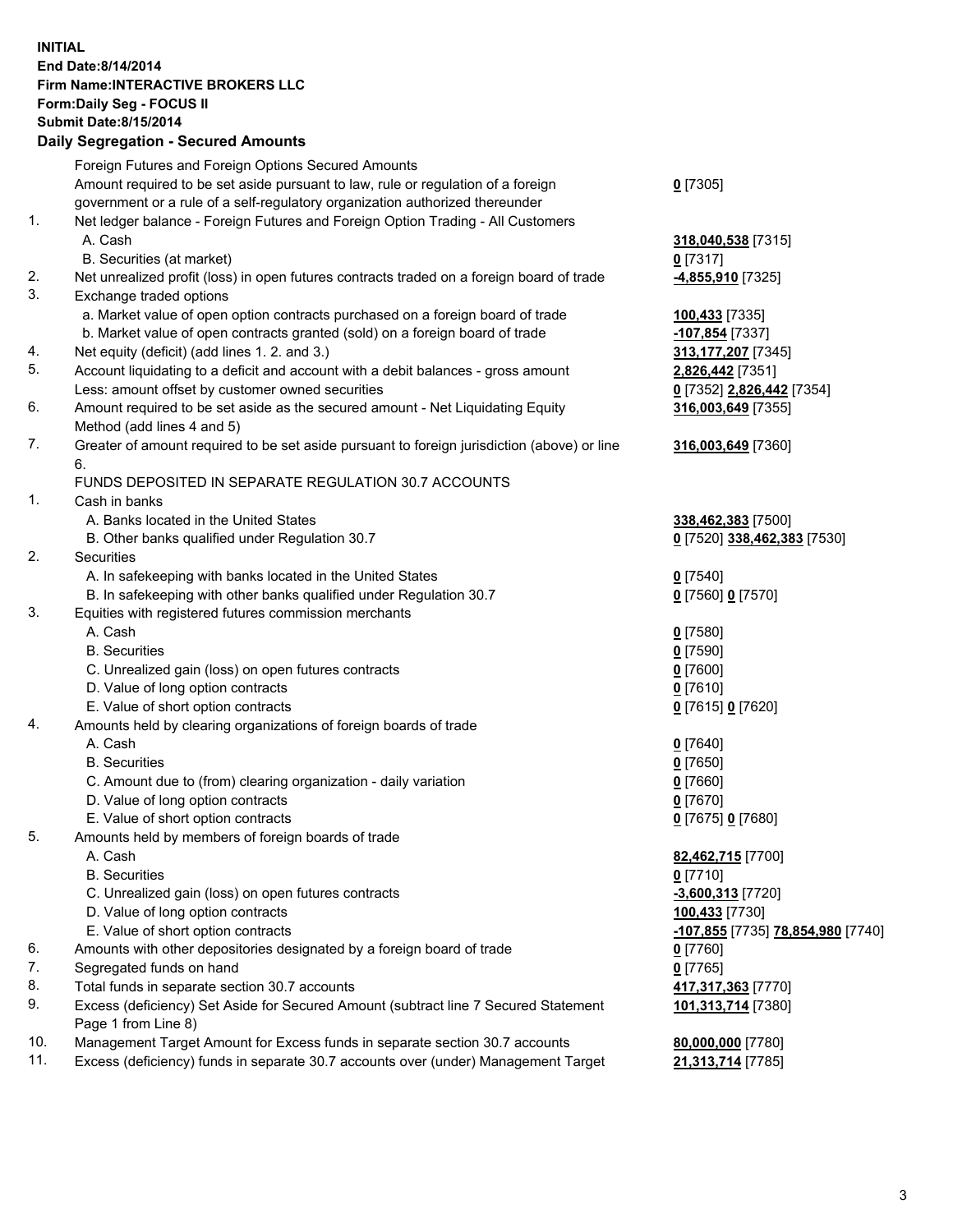**INITIAL**
**End Date:8/14/2014**
**Firm Name:INTERACTIVE BROKERS LLC**
**Form:Daily Seg - FOCUS II**
**Submit Date:8/15/2014**

## Daily Segregation - Secured Amounts

| | | |
|---|---|---|
| | Foreign Futures and Foreign Options Secured Amounts | |
| | Amount required to be set aside pursuant to law, rule or regulation of a foreign government or a rule of a self-regulatory organization authorized thereunder | **0** [7305] |
| 1. | Net ledger balance - Foreign Futures and Foreign Option Trading - All Customers | |
| | A. Cash | **318,040,538** [7315] |
| | B. Securities (at market) | **0** [7317] |
| 2. | Net unrealized profit (loss) in open futures contracts traded on a foreign board of trade | **-4,855,910** [7325] |
| 3. | Exchange traded options | |
| | a. Market value of open option contracts purchased on a foreign board of trade | **100,433** [7335] |
| | b. Market value of open contracts granted (sold) on a foreign board of trade | **-107,854** [7337] |
| 4. | Net equity (deficit) (add lines 1. 2. and 3.) | **313,177,207** [7345] |
| 5. | Account liquidating to a deficit and account with a debit balances - gross amount | **2,826,442** [7351] |
| | Less: amount offset by customer owned securities | **0** [7352] **2,826,442** [7354] |
| 6. | Amount required to be set aside as the secured amount - Net Liquidating Equity Method (add lines 4 and 5) | **316,003,649** [7355] |
| 7. | Greater of amount required to be set aside pursuant to foreign jurisdiction (above) or line 6. | **316,003,649** [7360] |
| | FUNDS DEPOSITED IN SEPARATE REGULATION 30.7 ACCOUNTS | |
| 1. | Cash in banks | |
| | A. Banks located in the United States | **338,462,383** [7500] |
| | B. Other banks qualified under Regulation 30.7 | **0** [7520] **338,462,383** [7530] |
| 2. | Securities | |
| | A. In safekeeping with banks located in the United States | **0** [7540] |
| | B. In safekeeping with other banks qualified under Regulation 30.7 | **0** [7560] **0** [7570] |
| 3. | Equities with registered futures commission merchants | |
| | A. Cash | **0** [7580] |
| | B. Securities | **0** [7590] |
| | C. Unrealized gain (loss) on open futures contracts | **0** [7600] |
| | D. Value of long option contracts | **0** [7610] |
| | E. Value of short option contracts | **0** [7615] **0** [7620] |
| 4. | Amounts held by clearing organizations of foreign boards of trade | |
| | A. Cash | **0** [7640] |
| | B. Securities | **0** [7650] |
| | C. Amount due to (from) clearing organization - daily variation | **0** [7660] |
| | D. Value of long option contracts | **0** [7670] |
| | E. Value of short option contracts | **0** [7675] **0** [7680] |
| 5. | Amounts held by members of foreign boards of trade | |
| | A. Cash | **82,462,715** [7700] |
| | B. Securities | **0** [7710] |
| | C. Unrealized gain (loss) on open futures contracts | **-3,600,313** [7720] |
| | D. Value of long option contracts | **100,433** [7730] |
| | E. Value of short option contracts | **-107,855** [7735] **78,854,980** [7740] |
| 6. | Amounts with other depositories designated by a foreign board of trade | **0** [7760] |
| 7. | Segregated funds on hand | **0** [7765] |
| 8. | Total funds in separate section 30.7 accounts | **417,317,363** [7770] |
| 9. | Excess (deficiency) Set Aside for Secured Amount (subtract line 7 Secured Statement Page 1 from Line 8) | **101,313,714** [7380] |
| 10. | Management Target Amount for Excess funds in separate section 30.7 accounts | **80,000,000** [7780] |
| 11. | Excess (deficiency) funds in separate 30.7 accounts over (under) Management Target | **21,313,714** [7785] |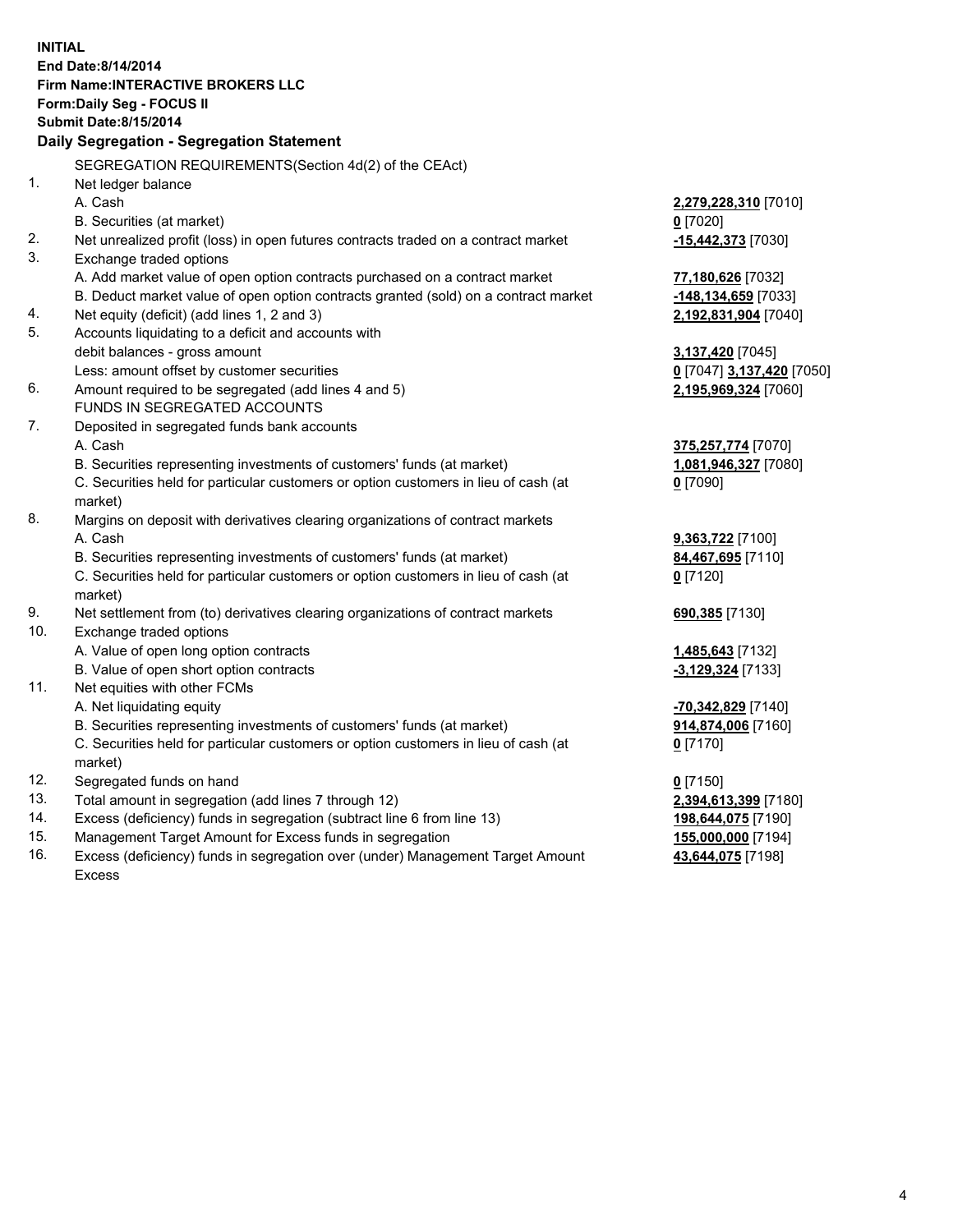**INITIAL**
**End Date:8/14/2014**
**Firm Name:INTERACTIVE BROKERS LLC**
**Form:Daily Seg - FOCUS II**
**Submit Date:8/15/2014**

## Daily Segregation - Segregation Statement

| | | |
|---|---|---|
| | SEGREGATION REQUIREMENTS(Section 4d(2) of the CEAct) | |
| 1. | Net ledger balance | |
| | A. Cash | **2,279,228,310** [7010] |
| | B. Securities (at market) | **0** [7020] |
| 2. | Net unrealized profit (loss) in open futures contracts traded on a contract market | **-15,442,373** [7030] |
| 3. | Exchange traded options | |
| | A. Add market value of open option contracts purchased on a contract market | **77,180,626** [7032] |
| | B. Deduct market value of open option contracts granted (sold) on a contract market | **-148,134,659** [7033] |
| 4. | Net equity (deficit) (add lines 1, 2 and 3) | **2,192,831,904** [7040] |
| 5. | Accounts liquidating to a deficit and accounts with debit balances - gross amount | **3,137,420** [7045] |
| | Less: amount offset by customer securities | **0** [7047] **3,137,420** [7050] |
| 6. | Amount required to be segregated (add lines 4 and 5) | **2,195,969,324** [7060] |
| | FUNDS IN SEGREGATED ACCOUNTS | |
| 7. | Deposited in segregated funds bank accounts | |
| | A. Cash | **375,257,774** [7070] |
| | B. Securities representing investments of customers' funds (at market) | **1,081,946,327** [7080] |
| | C. Securities held for particular customers or option customers in lieu of cash (at market) | **0** [7090] |
| 8. | Margins on deposit with derivatives clearing organizations of contract markets | |
| | A. Cash | **9,363,722** [7100] |
| | B. Securities representing investments of customers' funds (at market) | **84,467,695** [7110] |
| | C. Securities held for particular customers or option customers in lieu of cash (at market) | **0** [7120] |
| 9. | Net settlement from (to) derivatives clearing organizations of contract markets | **690,385** [7130] |
| 10. | Exchange traded options | |
| | A. Value of open long option contracts | **1,485,643** [7132] |
| | B. Value of open short option contracts | **-3,129,324** [7133] |
| 11. | Net equities with other FCMs | |
| | A. Net liquidating equity | **-70,342,829** [7140] |
| | B. Securities representing investments of customers' funds (at market) | **914,874,006** [7160] |
| | C. Securities held for particular customers or option customers in lieu of cash (at market) | **0** [7170] |
| 12. | Segregated funds on hand | **0** [7150] |
| 13. | Total amount in segregation (add lines 7 through 12) | **2,394,613,399** [7180] |
| 14. | Excess (deficiency) funds in segregation (subtract line 6 from line 13) | **198,644,075** [7190] |
| 15. | Management Target Amount for Excess funds in segregation | **155,000,000** [7194] |
| 16. | Excess (deficiency) funds in segregation over (under) Management Target Amount Excess | **43,644,075** [7198] |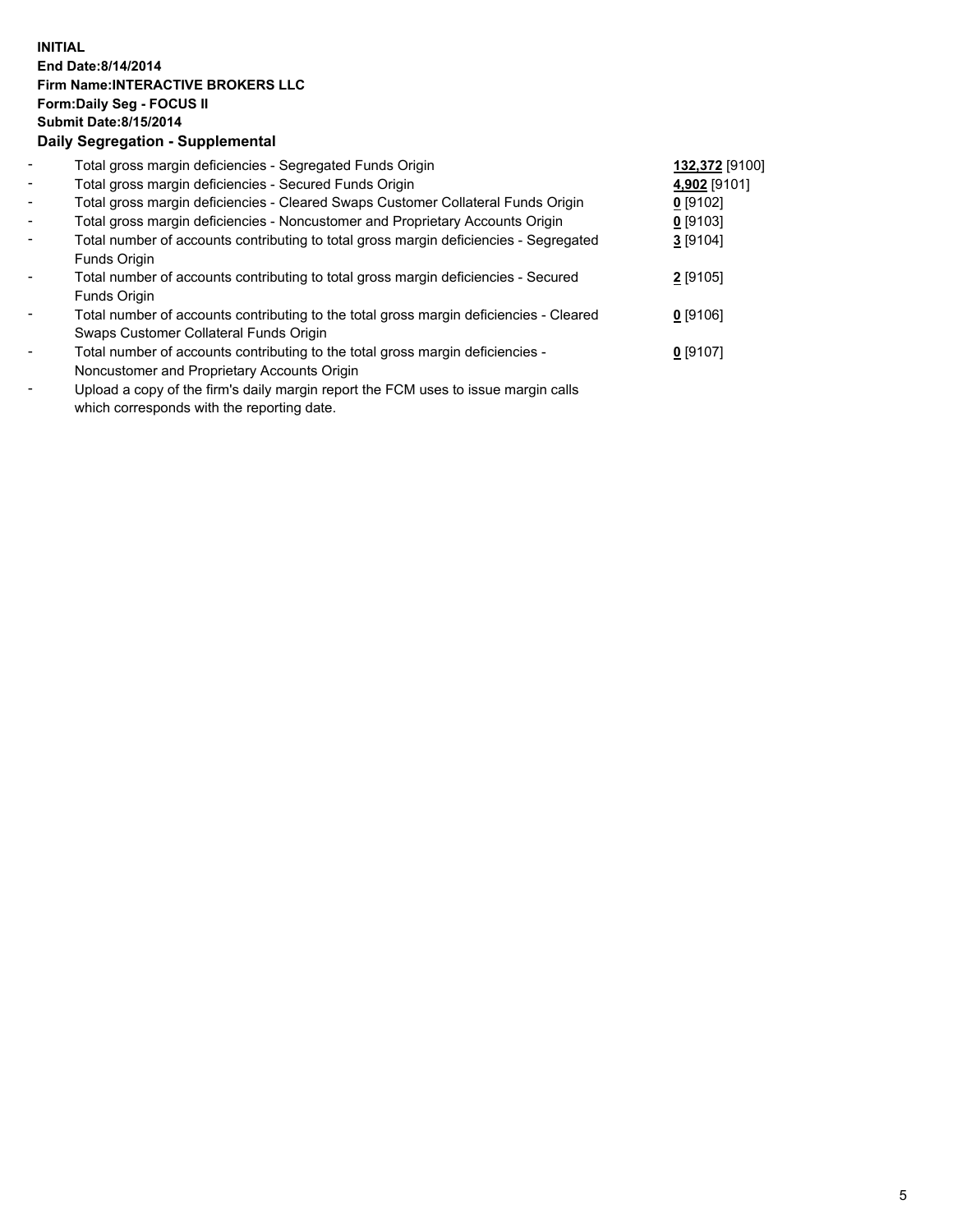**INITIAL**
**End Date:8/14/2014**
**Firm Name:INTERACTIVE BROKERS LLC**
**Form:Daily Seg - FOCUS II**
**Submit Date:8/15/2014**
**Daily Segregation - Supplemental**

| | | |
|---|---|---|
| - | Total gross margin deficiencies - Segregated Funds Origin | **132,372** [9100] |
| - | Total gross margin deficiencies - Secured Funds Origin | **4,902** [9101] |
| - | Total gross margin deficiencies - Cleared Swaps Customer Collateral Funds Origin | **0** [9102] |
| - | Total gross margin deficiencies - Noncustomer and Proprietary Accounts Origin | **0** [9103] |
| - | Total number of accounts contributing to total gross margin deficiencies - Segregated Funds Origin | **3** [9104] |
| - | Total number of accounts contributing to total gross margin deficiencies - Secured Funds Origin | **2** [9105] |
| - | Total number of accounts contributing to the total gross margin deficiencies - Cleared Swaps Customer Collateral Funds Origin | **0** [9106] |
| - | Total number of accounts contributing to the total gross margin deficiencies - Noncustomer and Proprietary Accounts Origin | **0** [9107] |
| - | Upload a copy of the firm's daily margin report the FCM uses to issue margin calls which corresponds with the reporting date. | |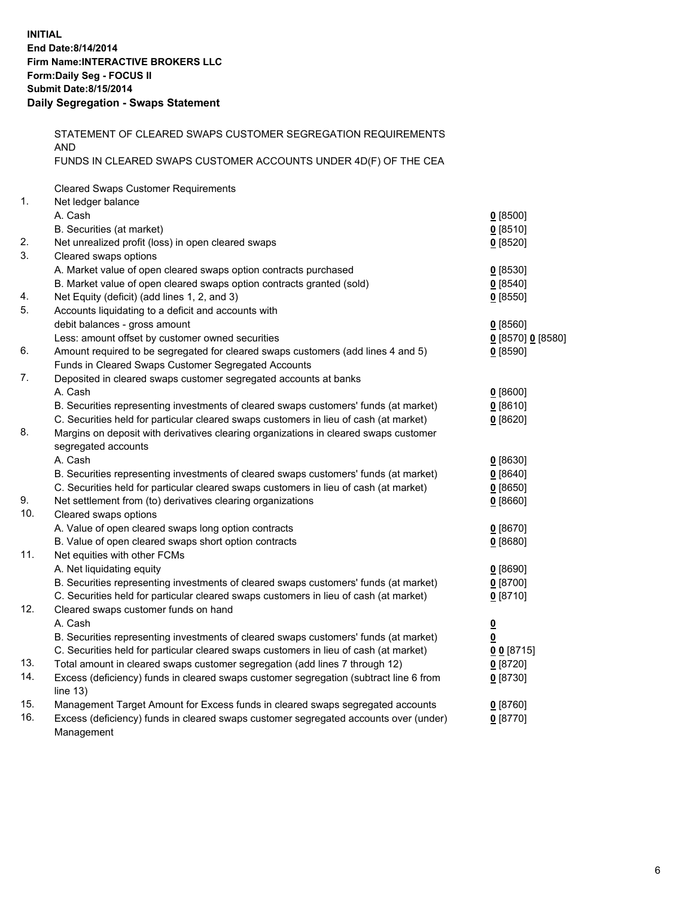**INITIAL**
**End Date:8/14/2014**
**Firm Name:INTERACTIVE BROKERS LLC**
**Form:Daily Seg - FOCUS II**
**Submit Date:8/15/2014**
**Daily Segregation - Swaps Statement**

STATEMENT OF CLEARED SWAPS CUSTOMER SEGREGATION REQUIREMENTS
AND
FUNDS IN CLEARED SWAPS CUSTOMER ACCOUNTS UNDER 4D(F) OF THE CEA

| | | |
|---|---|---|
| | Cleared Swaps Customer Requirements | |
| 1. | Net ledger balance | |
| | A. Cash | 0 [8500] |
| | B. Securities (at market) | 0 [8510] |
| 2. | Net unrealized profit (loss) in open cleared swaps | 0 [8520] |
| 3. | Cleared swaps options | |
| | A. Market value of open cleared swaps option contracts purchased | 0 [8530] |
| | B. Market value of open cleared swaps option contracts granted (sold) | 0 [8540] |
| 4. | Net Equity (deficit) (add lines 1, 2, and 3) | 0 [8550] |
| 5. | Accounts liquidating to a deficit and accounts with debit balances - gross amount | 0 [8560] |
| | Less: amount offset by customer owned securities | 0 [8570] 0 [8580] |
| 6. | Amount required to be segregated for cleared swaps customers (add lines 4 and 5) | 0 [8590] |
| | Funds in Cleared Swaps Customer Segregated Accounts | |
| 7. | Deposited in cleared swaps customer segregated accounts at banks | |
| | A. Cash | 0 [8600] |
| | B. Securities representing investments of cleared swaps customers' funds (at market) | 0 [8610] |
| | C. Securities held for particular cleared swaps customers in lieu of cash (at market) | 0 [8620] |
| 8. | Margins on deposit with derivatives clearing organizations in cleared swaps customer segregated accounts | |
| | A. Cash | 0 [8630] |
| | B. Securities representing investments of cleared swaps customers' funds (at market) | 0 [8640] |
| | C. Securities held for particular cleared swaps customers in lieu of cash (at market) | 0 [8650] |
| 9. | Net settlement from (to) derivatives clearing organizations | 0 [8660] |
| 10. | Cleared swaps options | |
| | A. Value of open cleared swaps long option contracts | 0 [8670] |
| | B. Value of open cleared swaps short option contracts | 0 [8680] |
| 11. | Net equities with other FCMs | |
| | A. Net liquidating equity | 0 [8690] |
| | B. Securities representing investments of cleared swaps customers' funds (at market) | 0 [8700] |
| | C. Securities held for particular cleared swaps customers in lieu of cash (at market) | 0 [8710] |
| 12. | Cleared swaps customer funds on hand | |
| | A. Cash | 0 |
| | B. Securities representing investments of cleared swaps customers' funds (at market) | 0 |
| | C. Securities held for particular cleared swaps customers in lieu of cash (at market) | 0 0 [8715] |
| 13. | Total amount in cleared swaps customer segregation (add lines 7 through 12) | 0 [8720] |
| 14. | Excess (deficiency) funds in cleared swaps customer segregation (subtract line 6 from line 13) | 0 [8730] |
| 15. | Management Target Amount for Excess funds in cleared swaps segregated accounts | 0 [8760] |
| 16. | Excess (deficiency) funds in cleared swaps customer segregated accounts over (under) Management | 0 [8770] |